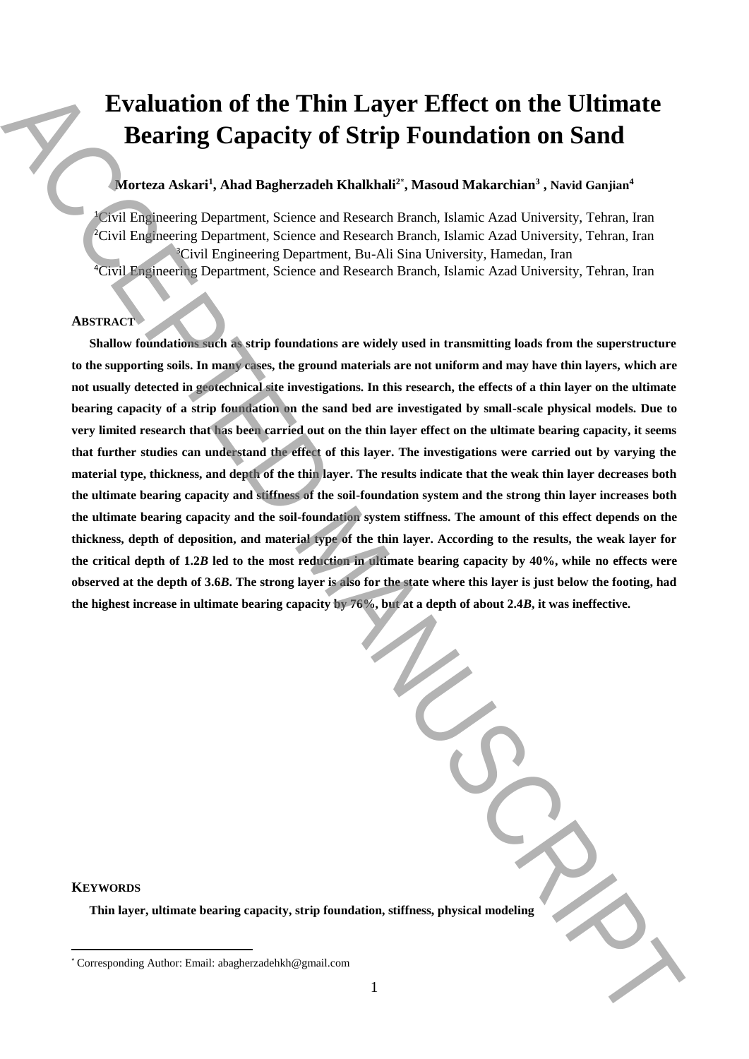# Evaluation of the Thin Layer Effect on the Ultimate Bearing Capacity of Strip Foundation on Sand

**Morteza Askari[1], Ahad Bagherzadeh Khalkhali[2*], Masoud Makarchian[3] , Navid Ganjian[4]**

[1]Civil Engineering Department, Science and Research Branch, Islamic Azad University, Tehran, Iran
[2]Civil Engineering Department, Science and Research Branch, Islamic Azad University, Tehran, Iran
[3]Civil Engineering Department, Bu-Ali Sina University, Hamedan, Iran
[4]Civil Engineering Department, Science and Research Branch, Islamic Azad University, Tehran, Iran

## ABSTRACT

**Shallow foundations such as strip foundations are widely used in transmitting loads from the superstructure to the supporting soils. In many cases, the ground materials are not uniform and may have thin layers, which are not usually detected in geotechnical site investigations. In this research, the effects of a thin layer on the ultimate bearing capacity of a strip foundation on the sand bed are investigated by small-scale physical models. Due to very limited research that has been carried out on the thin layer effect on the ultimate bearing capacity, it seems that further studies can understand the effect of this layer. The investigations were carried out by varying the material type, thickness, and depth of the thin layer. The results indicate that the weak thin layer decreases both the ultimate bearing capacity and stiffness of the soil-foundation system and the strong thin layer increases both the ultimate bearing capacity and the soil-foundation system stiffness. The amount of this effect depends on the thickness, depth of deposition, and material type of the thin layer. According to the results, the weak layer for the critical depth of 1.2*B* led to the most reduction in ultimate bearing capacity by 40%, while no effects were observed at the depth of 3.6*B*. The strong layer is also for the state where this layer is just below the footing, had the highest increase in ultimate bearing capacity by 76%, but at a depth of about 2.4*B*, it was ineffective.**

## KEYWORDS

**Thin layer, ultimate bearing capacity, strip foundation, stiffness, physical modeling**

[*] Corresponding Author: Email: abagherzadehkh@gmail.com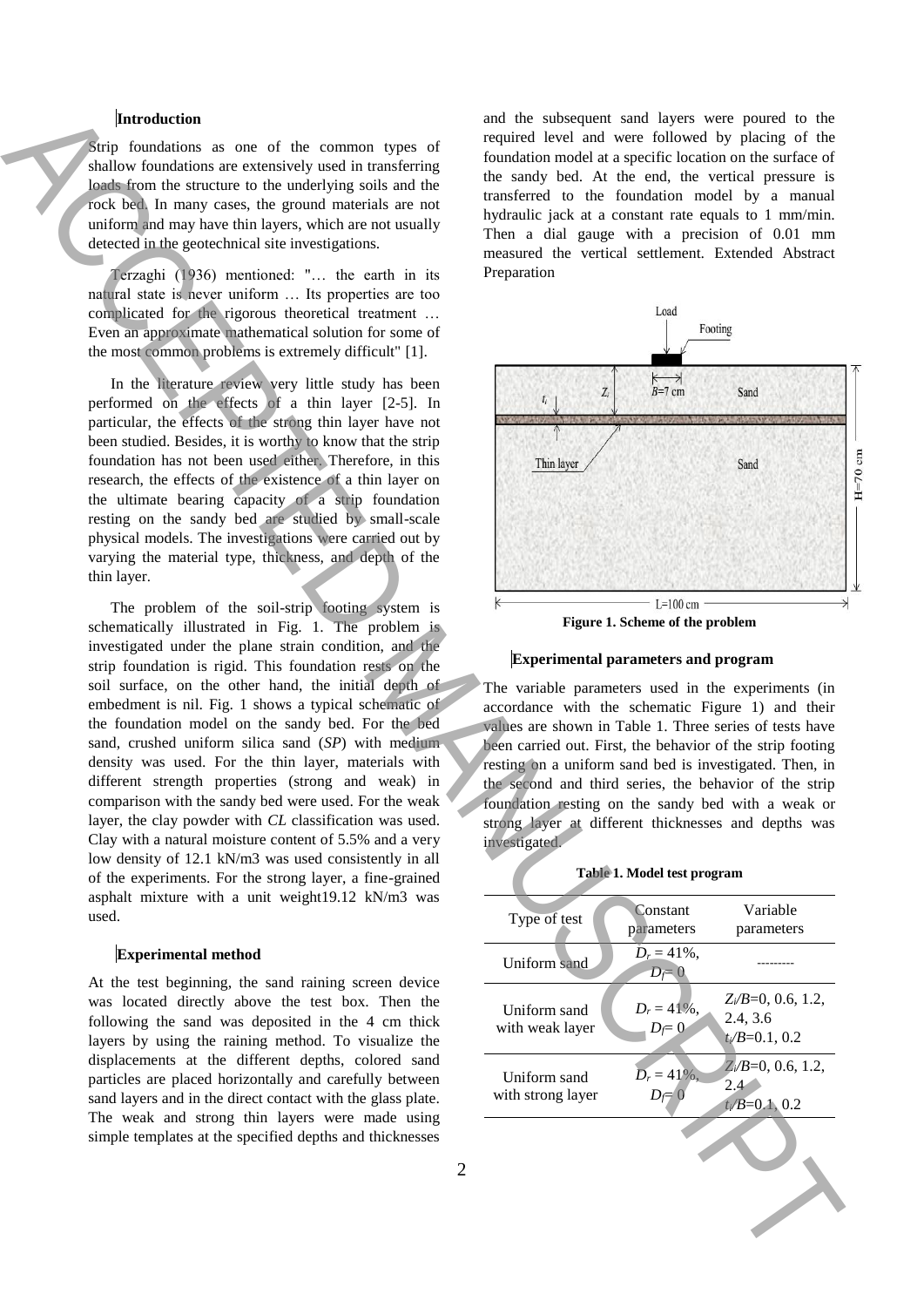## Introduction

Strip foundations as one of the common types of shallow foundations are extensively used in transferring loads from the structure to the underlying soils and the rock bed. In many cases, the ground materials are not uniform and may have thin layers, which are not usually detected in the geotechnical site investigations.

Terzaghi (1936) mentioned: "… the earth in its natural state is never uniform … Its properties are too complicated for the rigorous theoretical treatment … Even an approximate mathematical solution for some of the most common problems is extremely difficult" [1].

In the literature review very little study has been performed on the effects of a thin layer [2-5]. In particular, the effects of the strong thin layer have not been studied. Besides, it is worthy to know that the strip foundation has not been used either. Therefore, in this research, the effects of the existence of a thin layer on the ultimate bearing capacity of a strip foundation resting on the sandy bed are studied by small-scale physical models. The investigations were carried out by varying the material type, thickness, and depth of the thin layer.

The problem of the soil-strip footing system is schematically illustrated in Fig. 1. The problem is investigated under the plane strain condition, and the strip foundation is rigid. This foundation rests on the soil surface, on the other hand, the initial depth of embedment is nil. Fig. 1 shows a typical schematic of the foundation model on the sandy bed. For the bed sand, crushed uniform silica sand (*SP*) with medium density was used. For the thin layer, materials with different strength properties (strong and weak) in comparison with the sandy bed were used. For the weak layer, the clay powder with *CL* classification was used. Clay with a natural moisture content of 5.5% and a very low density of 12.1 kN/m3 was used consistently in all of the experiments. For the strong layer, a fine-grained asphalt mixture with a unit weight19.12 kN/m3 was used.

## Experimental method

At the test beginning, the sand raining screen device was located directly above the test box. Then the following the sand was deposited in the 4 cm thick layers by using the raining method. To visualize the displacements at the different depths, colored sand particles are placed horizontally and carefully between sand layers and in the direct contact with the glass plate. The weak and strong thin layers were made using simple templates at the specified depths and thicknesses and the subsequent sand layers were poured to the required level and were followed by placing of the foundation model at a specific location on the surface of the sandy bed. At the end, the vertical pressure is transferred to the foundation model by a manual hydraulic jack at a constant rate equals to 1 mm/min. Then a dial gauge with a precision of 0.01 mm measured the vertical settlement. Extended Abstract Preparation

**Figure 1. Scheme of the problem**

## Experimental parameters and program

The variable parameters used in the experiments (in accordance with the schematic Figure 1) and their values are shown in Table 1. Three series of tests have been carried out. First, the behavior of the strip footing resting on a uniform sand bed is investigated. Then, in the second and third series, the behavior of the strip foundation resting on the sandy bed with a weak or strong layer at different thicknesses and depths was investigated.

**Table 1. Model test program**

| Type of test | Constant parameters | Variable parameters |
|---|---|---|
| Uniform sand | $D_r$ = 41%, $D_f$= 0 | --------- |
| Uniform sand with weak layer | $D_r$ = 41%, $D_f$= 0 | $Z_i/B$=0, 0.6, 1.2, 2.4, 3.6 $t_i/B$=0.1, 0.2 |
| Uniform sand with strong layer | $D_r$ = 41%, $D_f$= 0 | $Z_i/B$=0, 0.6, 1.2, 2.4 $t_i/B$=0.1, 0.2 |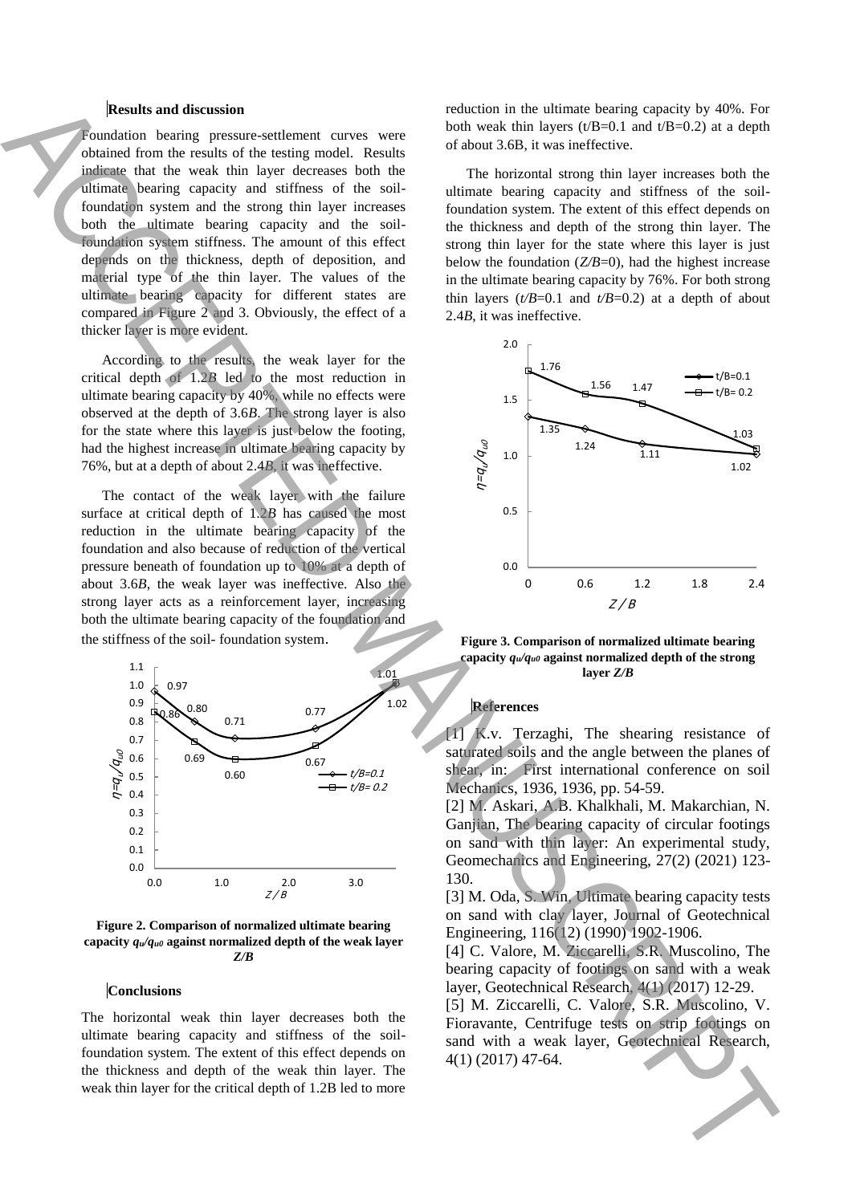## Results and discussion

Foundation bearing pressure-settlement curves were obtained from the results of the testing model. Results indicate that the weak thin layer decreases both the ultimate bearing capacity and stiffness of the soil-foundation system and the strong thin layer increases both the ultimate bearing capacity and the soil-foundation system stiffness. The amount of this effect depends on the thickness, depth of deposition, and material type of the thin layer. The values of the ultimate bearing capacity for different states are compared in Figure 2 and 3. Obviously, the effect of a thicker layer is more evident.

According to the results, the weak layer for the critical depth of 1.2*B* led to the most reduction in ultimate bearing capacity by 40%, while no effects were observed at the depth of 3.6*B*. The strong layer is also for the state where this layer is just below the footing, had the highest increase in ultimate bearing capacity by 76%, but at a depth of about 2.4*B*, it was ineffective.

The contact of the weak layer with the failure surface at critical depth of 1.2*B* has caused the most reduction in the ultimate bearing capacity of the foundation and also because of reduction of the vertical pressure beneath of foundation up to 10% at a depth of about 3.6*B*, the weak layer was ineffective. Also the strong layer acts as a reinforcement layer, increasing both the ultimate bearing capacity of the foundation and the stiffness of the soil- foundation system.

1.1
1.0
0.9
0.8
0.7
0.6
0.5
0.4
0.3
0.2
0.1
0.0
0.97
0.86
0.80
0.69
0.71
0.60
0.77
0.67
1.01
1.02
$\eta=q_u/q_{u0}$
0.0
1.0
2.0
3.0
Z / B
t/B=0.1
t/B= 0.2

**Figure 2. Comparison of normalized ultimate bearing capacity $q_u/q_{u0}$ against normalized depth of the weak layer *Z/B***

## Conclusions

The horizontal weak thin layer decreases both the ultimate bearing capacity and stiffness of the soil-foundation system. The extent of this effect depends on the thickness and depth of the weak thin layer. The weak thin layer for the critical depth of 1.2B led to more reduction in the ultimate bearing capacity by 40%. For both weak thin layers (t/B=0.1 and t/B=0.2) at a depth of about 3.6B, it was ineffective.

The horizontal strong thin layer increases both the ultimate bearing capacity and stiffness of the soil-foundation system. The extent of this effect depends on the thickness and depth of the strong thin layer. The strong thin layer for the state where this layer is just below the foundation (*Z/B*=0), had the highest increase in the ultimate bearing capacity by 76%. For both strong thin layers (*t/B*=0.1 and *t/B*=0.2) at a depth of about 2.4*B*, it was ineffective.

2.0
1.5
1.0
0.5
0.0
1.76
1.56
1.47
1.03
1.35
1.24
1.11
1.02
$\eta=q_u/q_{u0}$
0
0.6
1.2
1.8
2.4
Z / B
t/B=0.1
t/B= 0.2

**Figure 3. Comparison of normalized ultimate bearing capacity $q_u/q_{u0}$ against normalized depth of the strong layer *Z/B***

## References

[1] K.v. Terzaghi, The shearing resistance of saturated soils and the angle between the planes of shear, in: First international conference on soil Mechanics, 1936, 1936, pp. 54-59.

[2] M. Askari, A.B. Khalkhali, M. Makarchian, N. Ganjian, The bearing capacity of circular footings on sand with thin layer: An experimental study, Geomechanics and Engineering, 27(2) (2021) 123-130.

[3] M. Oda, S. Win, Ultimate bearing capacity tests on sand with clay layer, Journal of Geotechnical Engineering, 116(12) (1990) 1902-1906.

[4] C. Valore, M. Ziccarelli, S.R. Muscolino, The bearing capacity of footings on sand with a weak layer, Geotechnical Research, 4(1) (2017) 12-29.

[5] M. Ziccarelli, C. Valore, S.R. Muscolino, V. Fioravante, Centrifuge tests on strip footings on sand with a weak layer, Geotechnical Research, 4(1) (2017) 47-64.